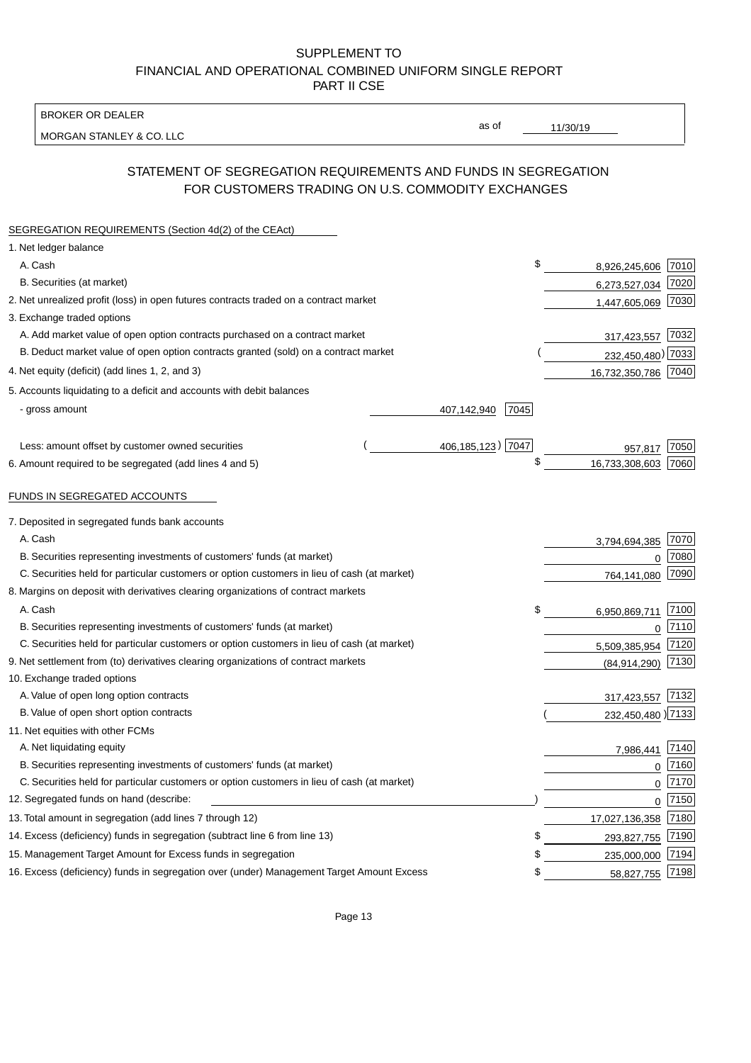# SUPPLEMENT TO
# FINANCIAL AND OPERATIONAL COMBINED UNIFORM SINGLE REPORT
# PART II CSE

BROKER OR DEALER

MORGAN STANLEY & CO. LLC

as of 11/30/19

## STATEMENT OF SEGREGATION REQUIREMENTS AND FUNDS IN SEGREGATION FOR CUSTOMERS TRADING ON U.S. COMMODITY EXCHANGES

SEGREGATION REQUIREMENTS (Section 4d(2) of the CEAct)

| | | | | |
|---|---|---|---|---|
| 1. Net ledger balance | | | | |
| A. Cash | | | $ 8,926,245,606 | 7010 |
| B. Securities (at market) | | | 6,273,527,034 | 7020 |
| 2. Net unrealized profit (loss) in open futures contracts traded on a contract market | | | 1,447,605,069 | 7030 |
| 3. Exchange traded options | | | | |
| A. Add market value of open option contracts purchased on a contract market | | | 317,423,557 | 7032 |
| B. Deduct market value of open option contracts granted (sold) on a contract market | | | (232,450,480) | 7033 |
| 4. Net equity (deficit) (add lines 1, 2, and 3) | | | 16,732,350,786 | 7040 |
| 5. Accounts liquidating to a deficit and accounts with debit balances | | | | |
| - gross amount | 407,142,940 | 7045 | | |
| Less: amount offset by customer owned securities | (406,185,123) | 7047 | 957,817 | 7050 |
| 6. Amount required to be segregated (add lines 4 and 5) | | | $ 16,733,308,603 | 7060 |

FUNDS IN SEGREGATED ACCOUNTS

| | | |
|---|---|---|
| 7. Deposited in segregated funds bank accounts | | |
| A. Cash | 3,794,694,385 | 7070 |
| B. Securities representing investments of customers' funds (at market) | 0 | 7080 |
| C. Securities held for particular customers or option customers in lieu of cash (at market) | 764,141,080 | 7090 |
| 8. Margins on deposit with derivatives clearing organizations of contract markets | | |
| A. Cash | $ 6,950,869,711 | 7100 |
| B. Securities representing investments of customers' funds (at market) | 0 | 7110 |
| C. Securities held for particular customers or option customers in lieu of cash (at market) | 5,509,385,954 | 7120 |
| 9. Net settlement from (to) derivatives clearing organizations of contract markets | (84,914,290) | 7130 |
| 10. Exchange traded options | | |
| A. Value of open long option contracts | 317,423,557 | 7132 |
| B. Value of open short option contracts | (232,450,480) | 7133 |
| 11. Net equities with other FCMs | | |
| A. Net liquidating equity | 7,986,441 | 7140 |
| B. Securities representing investments of customers' funds (at market) | 0 | 7160 |
| C. Securities held for particular customers or option customers in lieu of cash (at market) | 0 | 7170 |
| 12. Segregated funds on hand (describe: ) | 0 | 7150 |
| 13. Total amount in segregation (add lines 7 through 12) | 17,027,136,358 | 7180 |
| 14. Excess (deficiency) funds in segregation (subtract line 6 from line 13) | $ 293,827,755 | 7190 |
| 15. Management Target Amount for Excess funds in segregation | $ 235,000,000 | 7194 |
| 16. Excess (deficiency) funds in segregation over (under) Management Target Amount Excess | $ 58,827,755 | 7198 |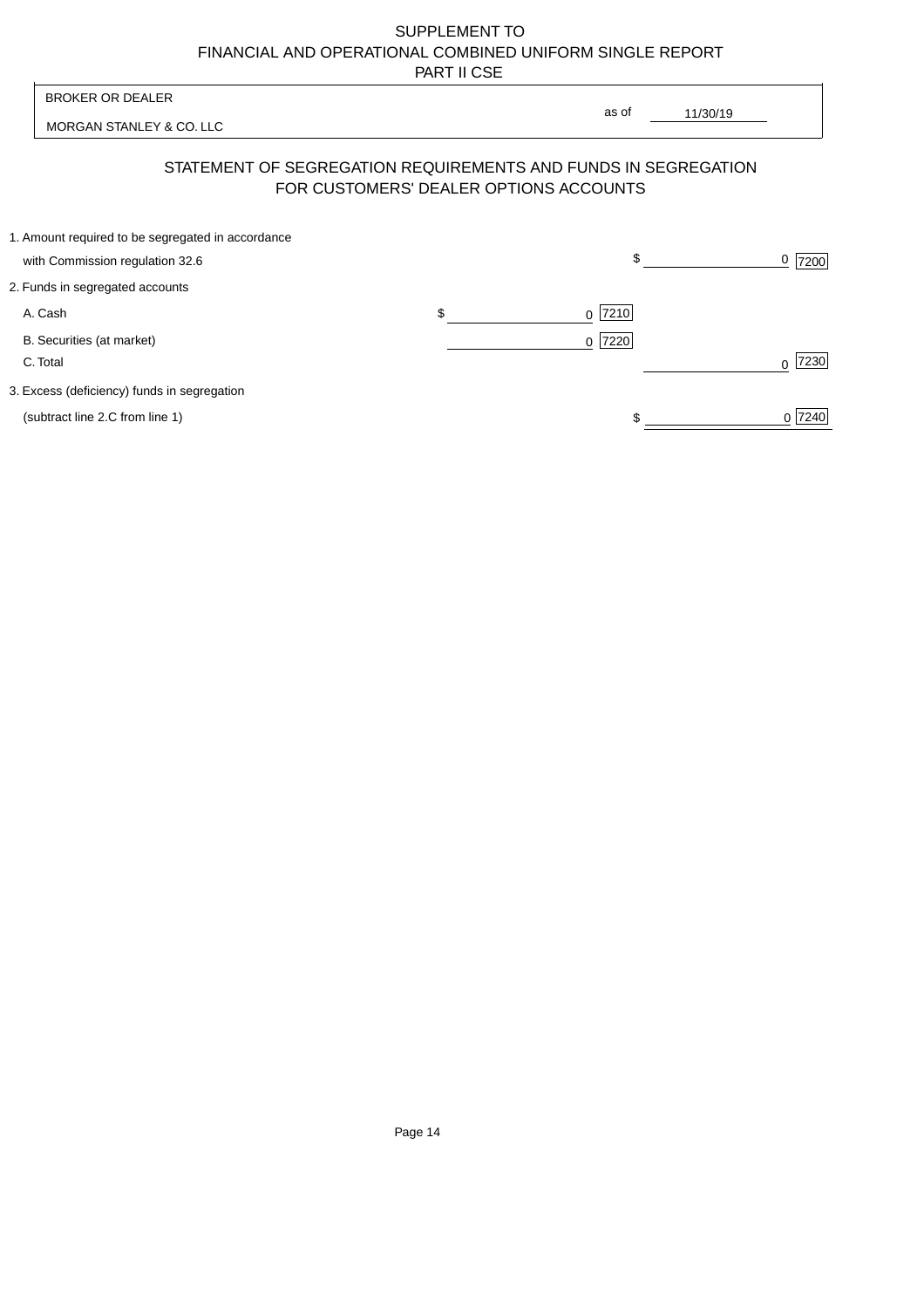SUPPLEMENT TO
FINANCIAL AND OPERATIONAL COMBINED UNIFORM SINGLE REPORT
PART II CSE

| BROKER OR DEALER | |
|---|---|
| MORGAN STANLEY & CO. LLC | as of 11/30/19 |

## STATEMENT OF SEGREGATION REQUIREMENTS AND FUNDS IN SEGREGATION FOR CUSTOMERS' DEALER OPTIONS ACCOUNTS

| | | | | |
|---|---|---|---|---|
| 1. Amount required to be segregated in accordance with Commission regulation 32.6 | | | $ 0 | 7200 |
| 2. Funds in segregated accounts | | | | |
| A. Cash | $ 0 | 7210 | | |
| B. Securities (at market) | 0 | 7220 | | |
| C. Total | | | 0 | 7230 |
| 3. Excess (deficiency) funds in segregation (subtract line 2.C from line 1) | | | $ 0 | 7240 |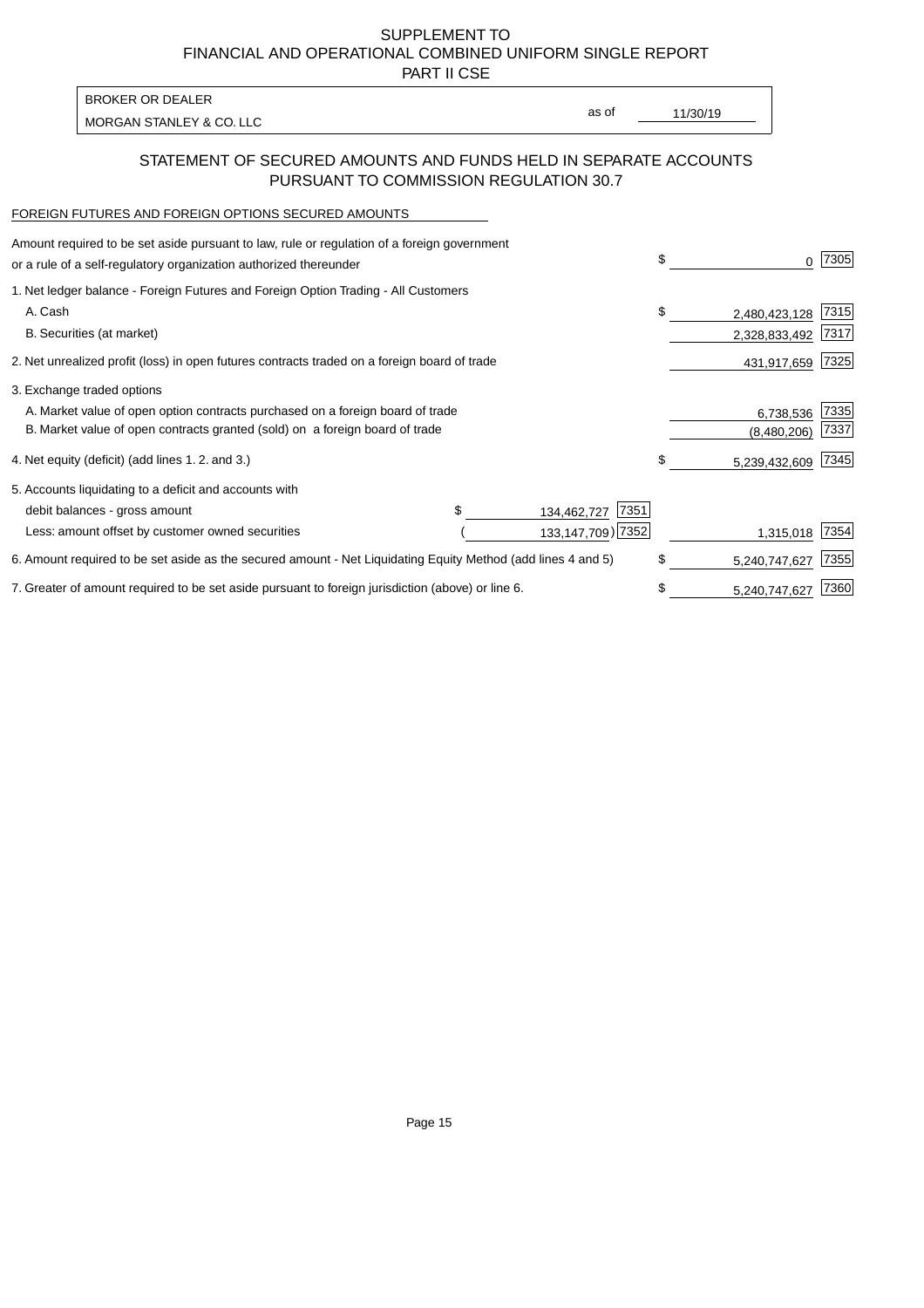SUPPLEMENT TO
FINANCIAL AND OPERATIONAL COMBINED UNIFORM SINGLE REPORT
PART II CSE

BROKER OR DEALER
MORGAN STANLEY & CO. LLC

as of 11/30/19

## STATEMENT OF SECURED AMOUNTS AND FUNDS HELD IN SEPARATE ACCOUNTS PURSUANT TO COMMISSION REGULATION 30.7

FOREIGN FUTURES AND FOREIGN OPTIONS SECURED AMOUNTS

| Description | | | Amount | Code |
|---|---|---|---|---|
| Amount required to be set aside pursuant to law, rule or regulation of a foreign government or a rule of a self-regulatory organization authorized thereunder | | | $ 0 | 7305 |
| 1. Net ledger balance - Foreign Futures and Foreign Option Trading - All Customers | | | | |
| A. Cash | | | $ 2,480,423,128 | 7315 |
| B. Securities (at market) | | | 2,328,833,492 | 7317 |
| 2. Net unrealized profit (loss) in open futures contracts traded on a foreign board of trade | | | 431,917,659 | 7325 |
| 3. Exchange traded options | | | | |
| A. Market value of open option contracts purchased on a foreign board of trade | | | 6,738,536 | 7335 |
| B. Market value of open contracts granted (sold) on a foreign board of trade | | | (8,480,206) | 7337 |
| 4. Net equity (deficit) (add lines 1. 2. and 3.) | | | $ 5,239,432,609 | 7345 |
| 5. Accounts liquidating to a deficit and accounts with | | | | |
| debit balances - gross amount | $ 134,462,727 | 7351 | | |
| Less: amount offset by customer owned securities | (133,147,709) | 7352 | 1,315,018 | 7354 |
| 6. Amount required to be set aside as the secured amount - Net Liquidating Equity Method (add lines 4 and 5) | | | $ 5,240,747,627 | 7355 |
| 7. Greater of amount required to be set aside pursuant to foreign jurisdiction (above) or line 6. | | | $ 5,240,747,627 | 7360 |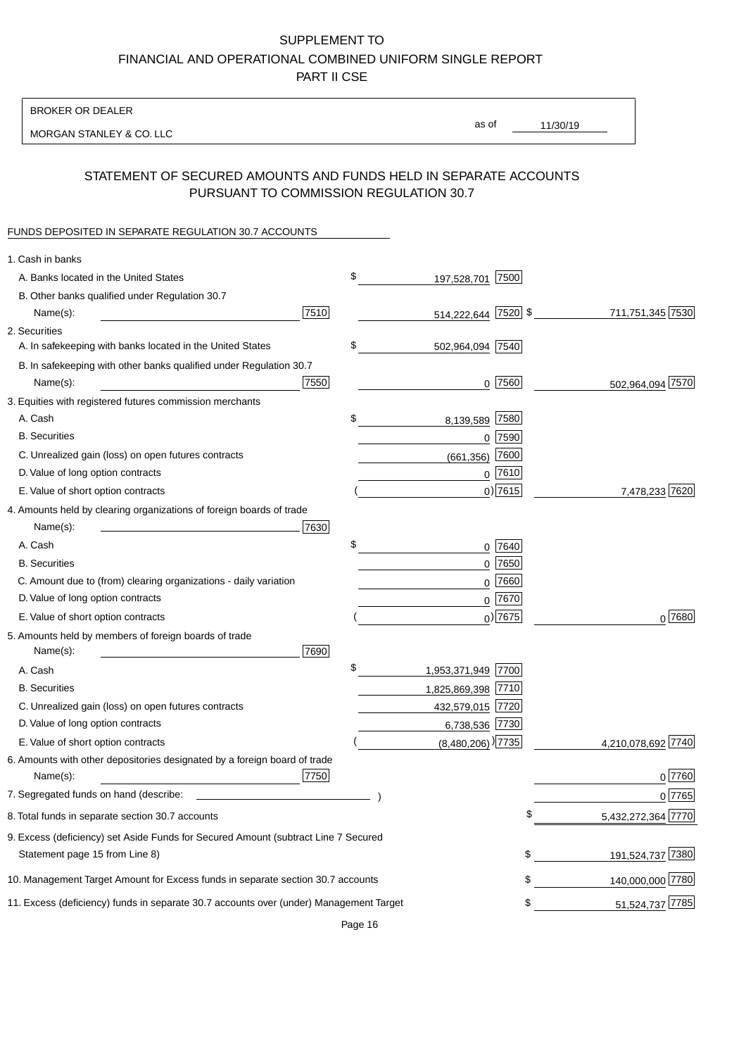SUPPLEMENT TO
FINANCIAL AND OPERATIONAL COMBINED UNIFORM SINGLE REPORT
PART II CSE

BROKER OR DEALER

MORGAN STANLEY & CO. LLC

as of 11/30/19

## STATEMENT OF SECURED AMOUNTS AND FUNDS HELD IN SEPARATE ACCOUNTS PURSUANT TO COMMISSION REGULATION 30.7

FUNDS DEPOSITED IN SEPARATE REGULATION 30.7 ACCOUNTS

| | | | |
|---|---|---|---|
| 1. Cash in banks | | | |
| A. Banks located in the United States | | $ 197,528,701 [7500] | |
| B. Other banks qualified under Regulation 30.7 Name(s): | [7510] | 514,222,644 [7520] | $ 711,751,345 [7530] |
| 2. Securities | | | |
| A. In safekeeping with banks located in the United States | | $ 502,964,094 [7540] | |
| B. In safekeeping with other banks qualified under Regulation 30.7 Name(s): | [7550] | 0 [7560] | 502,964,094 [7570] |
| 3. Equities with registered futures commission merchants | | | |
| A. Cash | | $ 8,139,589 [7580] | |
| B. Securities | | 0 [7590] | |
| C. Unrealized gain (loss) on open futures contracts | | (661,356) [7600] | |
| D. Value of long option contracts | | 0 [7610] | |
| E. Value of short option contracts | | ( 0) [7615] | 7,478,233 [7620] |
| 4. Amounts held by clearing organizations of foreign boards of trade Name(s): | [7630] | | |
| A. Cash | | $ 0 [7640] | |
| B. Securities | | 0 [7650] | |
| C. Amount due to (from) clearing organizations - daily variation | | 0 [7660] | |
| D. Value of long option contracts | | 0 [7670] | |
| E. Value of short option contracts | | ( 0) [7675] | 0 [7680] |
| 5. Amounts held by members of foreign boards of trade Name(s): | [7690] | | |
| A. Cash | | $ 1,953,371,949 [7700] | |
| B. Securities | | 1,825,869,398 [7710] | |
| C. Unrealized gain (loss) on open futures contracts | | 432,579,015 [7720] | |
| D. Value of long option contracts | | 6,738,536 [7730] | |
| E. Value of short option contracts | | ( (8,480,206) ) [7735] | 4,210,078,692 [7740] |
| 6. Amounts with other depositories designated by a foreign board of trade Name(s): | [7750] | | 0 [7760] |
| 7. Segregated funds on hand (describe: ) | | | 0 [7765] |
| 8. Total funds in separate section 30.7 accounts | | | $ 5,432,272,364 [7770] |
| 9. Excess (deficiency) set Aside Funds for Secured Amount (subtract Line 7 Secured Statement page 15 from Line 8) | | | $ 191,524,737 [7380] |
| 10. Management Target Amount for Excess funds in separate section 30.7 accounts | | | $ 140,000,000 [7780] |
| 11. Excess (deficiency) funds in separate 30.7 accounts over (under) Management Target | | | $ 51,524,737 [7785] |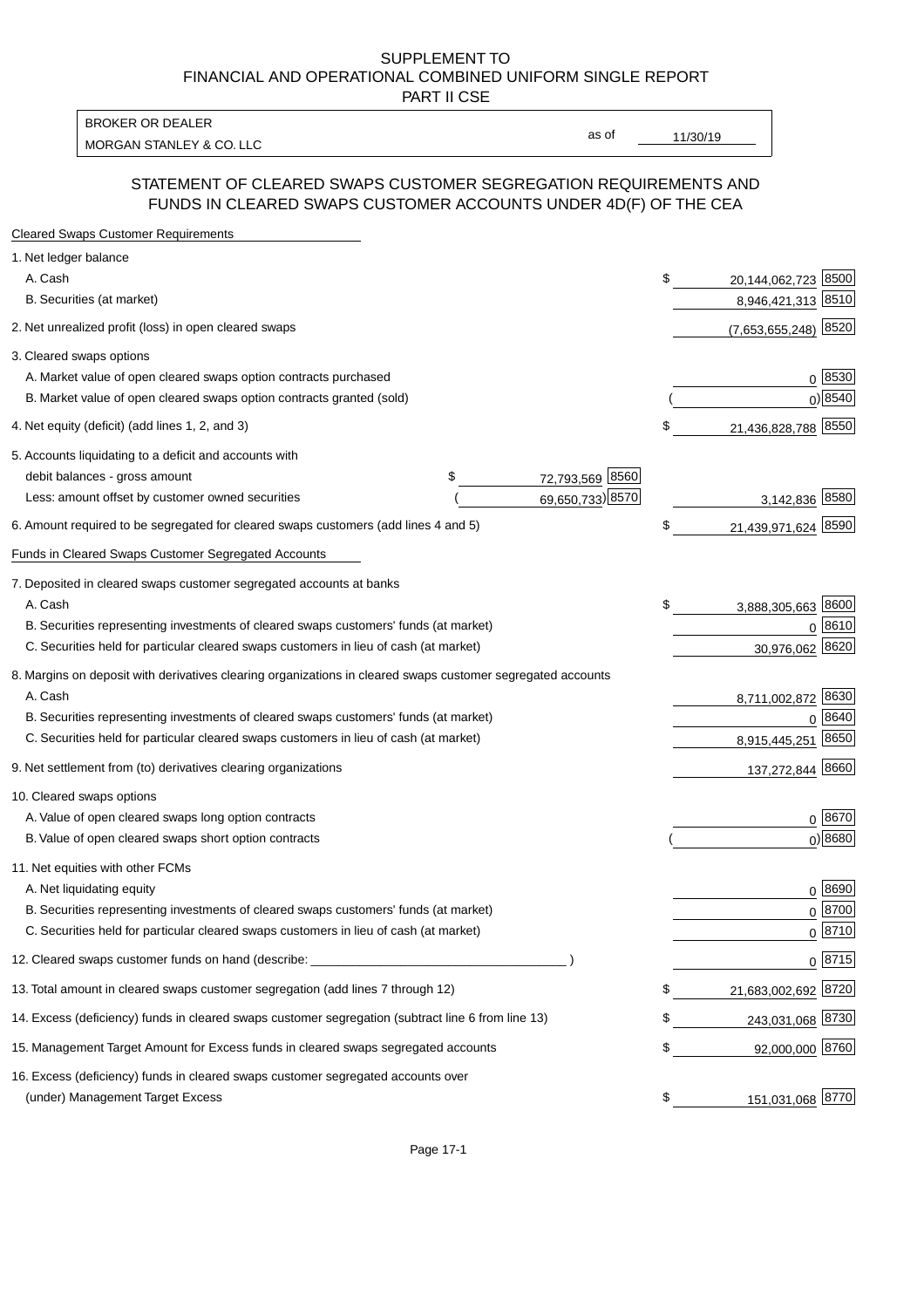SUPPLEMENT TO
FINANCIAL AND OPERATIONAL COMBINED UNIFORM SINGLE REPORT
PART II CSE

| BROKER OR DEALER | | |
|---|---|---|
| MORGAN STANLEY & CO. LLC | as of | 11/30/19 |

## STATEMENT OF CLEARED SWAPS CUSTOMER SEGREGATION REQUIREMENTS AND FUNDS IN CLEARED SWAPS CUSTOMER ACCOUNTS UNDER 4D(F) OF THE CEA

| | | | |
|---|---|---|---|
| **Cleared Swaps Customer Requirements** | | | |
| 1. Net ledger balance | | | |
| A. Cash | | $ 20,144,062,723 | 8500 |
| B. Securities (at market) | | 8,946,421,313 | 8510 |
| 2. Net unrealized profit (loss) in open cleared swaps | | (7,653,655,248) | 8520 |
| 3. Cleared swaps options | | | |
| A. Market value of open cleared swaps option contracts purchased | | 0 | 8530 |
| B. Market value of open cleared swaps option contracts granted (sold) | | ( 0) | 8540 |
| 4. Net equity (deficit) (add lines 1, 2, and 3) | | $ 21,436,828,788 | 8550 |
| 5. Accounts liquidating to a deficit and accounts with | | | |
| debit balances - gross amount | $ 72,793,569 8560 | | |
| Less: amount offset by customer owned securities | ( 69,650,733) 8570 | 3,142,836 | 8580 |
| 6. Amount required to be segregated for cleared swaps customers (add lines 4 and 5) | | $ 21,439,971,624 | 8590 |
| **Funds in Cleared Swaps Customer Segregated Accounts** | | | |
| 7. Deposited in cleared swaps customer segregated accounts at banks | | | |
| A. Cash | | $ 3,888,305,663 | 8600 |
| B. Securities representing investments of cleared swaps customers' funds (at market) | | 0 | 8610 |
| C. Securities held for particular cleared swaps customers in lieu of cash (at market) | | 30,976,062 | 8620 |
| 8. Margins on deposit with derivatives clearing organizations in cleared swaps customer segregated accounts | | | |
| A. Cash | | 8,711,002,872 | 8630 |
| B. Securities representing investments of cleared swaps customers' funds (at market) | | 0 | 8640 |
| C. Securities held for particular cleared swaps customers in lieu of cash (at market) | | 8,915,445,251 | 8650 |
| 9. Net settlement from (to) derivatives clearing organizations | | 137,272,844 | 8660 |
| 10. Cleared swaps options | | | |
| A. Value of open cleared swaps long option contracts | | 0 | 8670 |
| B. Value of open cleared swaps short option contracts | | ( 0) | 8680 |
| 11. Net equities with other FCMs | | | |
| A. Net liquidating equity | | 0 | 8690 |
| B. Securities representing investments of cleared swaps customers' funds (at market) | | 0 | 8700 |
| C. Securities held for particular cleared swaps customers in lieu of cash (at market) | | 0 | 8710 |
| 12. Cleared swaps customer funds on hand (describe: ______ ) | | 0 | 8715 |
| 13. Total amount in cleared swaps customer segregation (add lines 7 through 12) | | $ 21,683,002,692 | 8720 |
| 14. Excess (deficiency) funds in cleared swaps customer segregation (subtract line 6 from line 13) | | $ 243,031,068 | 8730 |
| 15. Management Target Amount for Excess funds in cleared swaps segregated accounts | | $ 92,000,000 | 8760 |
| 16. Excess (deficiency) funds in cleared swaps customer segregated accounts over (under) Management Target Excess | | $ 151,031,068 | 8770 |